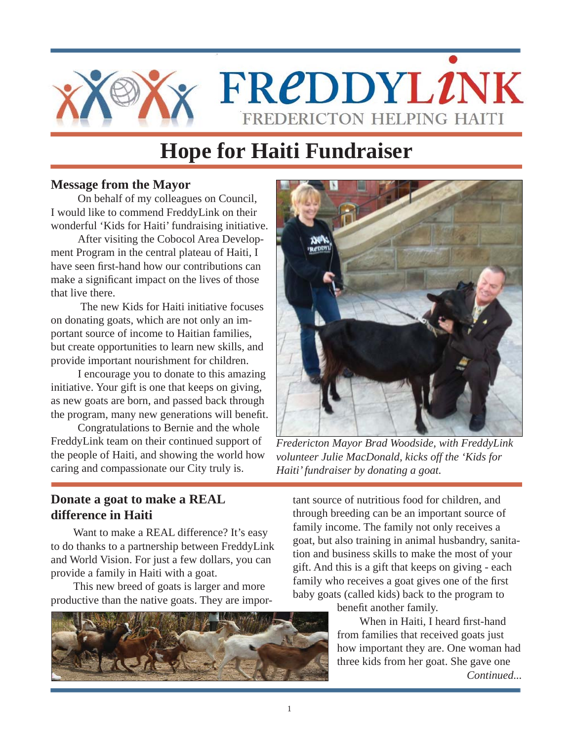# FREDDYLINK

FREDERICTON HELPING HAITI

# Hope for Haiti Fundraiser

## Message from the Mayor

On behalf of my colleagues on Council, I would like to commend FreddyLink on their wonderful 'Kids for Haiti' fundraising initiative.

After visiting the Cobocol Area Development Program in the central plateau of Haiti, I have seen first-hand how our contributions can make a significant impact on the lives of those that live there.

The new Kids for Haiti initiative focuses on donating goats, which are not only an important source of income to Haitian families, but create opportunities to learn new skills, and provide important nourishment for children.

I encourage you to donate to this amazing initiative. Your gift is one that keeps on giving, as new goats are born, and passed back through the program, many new generations will benefit.

Congratulations to Bernie and the whole FreddyLink team on their continued support of the people of Haiti, and showing the world how caring and compassionate our City truly is.

*Fredericton Mayor Brad Woodside, with FreddyLink volunteer Julie MacDonald, kicks off the 'Kids for Haiti' fundraiser by donating a goat.*

## Donate a goat to make a REAL difference in Haiti

Want to make a REAL difference? It's easy to do thanks to a partnership between FreddyLink and World Vision. For just a few dollars, you can provide a family in Haiti with a goat.

This new breed of goats is larger and more productive than the native goats. They are important source of nutritious food for children, and through breeding can be an important source of family income. The family not only receives a goat, but also training in animal husbandry, sanitation and business skills to make the most of your gift. And this is a gift that keeps on giving - each family who receives a goat gives one of the first baby goats (called kids) back to the program to benefit another family.

When in Haiti, I heard first-hand from families that received goats just how important they are. One woman had three kids from her goat. She gave one

*Continued...*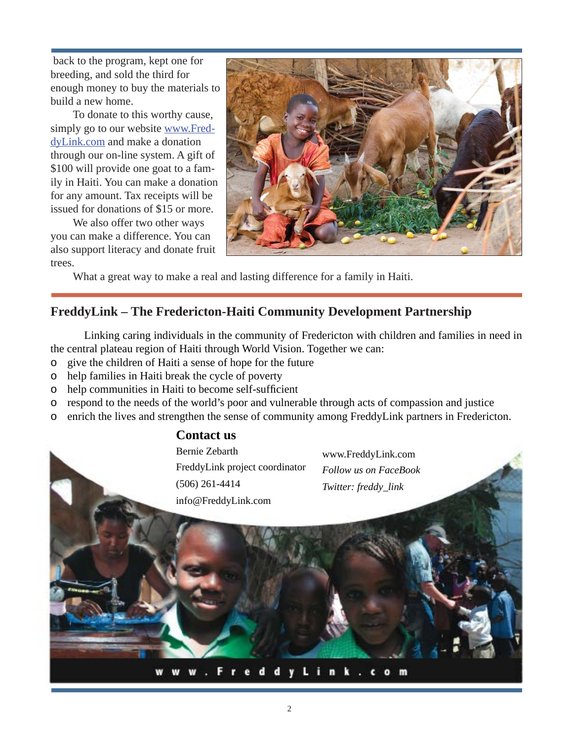back to the program, kept one for breeding, and sold the third for enough money to buy the materials to build a new home.

To donate to this worthy cause, simply go to our website [www.FreddyLink.com](http://www.FreddyLink.com) and make a donation through our on-line system. A gift of $100 will provide one goat to a family in Haiti. You can make a donation for any amount. Tax receipts will be issued for donations of $15 or more.

We also offer two other ways you can make a difference. You can also support literacy and donate fruit trees.

What a great way to make a real and lasting difference for a family in Haiti.

## FreddyLink – The Fredericton-Haiti Community Development Partnership

Linking caring individuals in the community of Fredericton with children and families in need in the central plateau region of Haiti through World Vision. Together we can:

- give the children of Haiti a sense of hope for the future
- help families in Haiti break the cycle of poverty
- help communities in Haiti to become self-sufficient
- respond to the needs of the world's poor and vulnerable through acts of compassion and justice
- enrich the lives and strengthen the sense of community among FreddyLink partners in Fredericton.

### Contact us

Bernie Zebarth
FreddyLink project coordinator
(506) 261-4414
info@FreddyLink.com

www.FreddyLink.com
*Follow us on FaceBook*
*Twitter: freddy_link*

www.FreddyLink.com